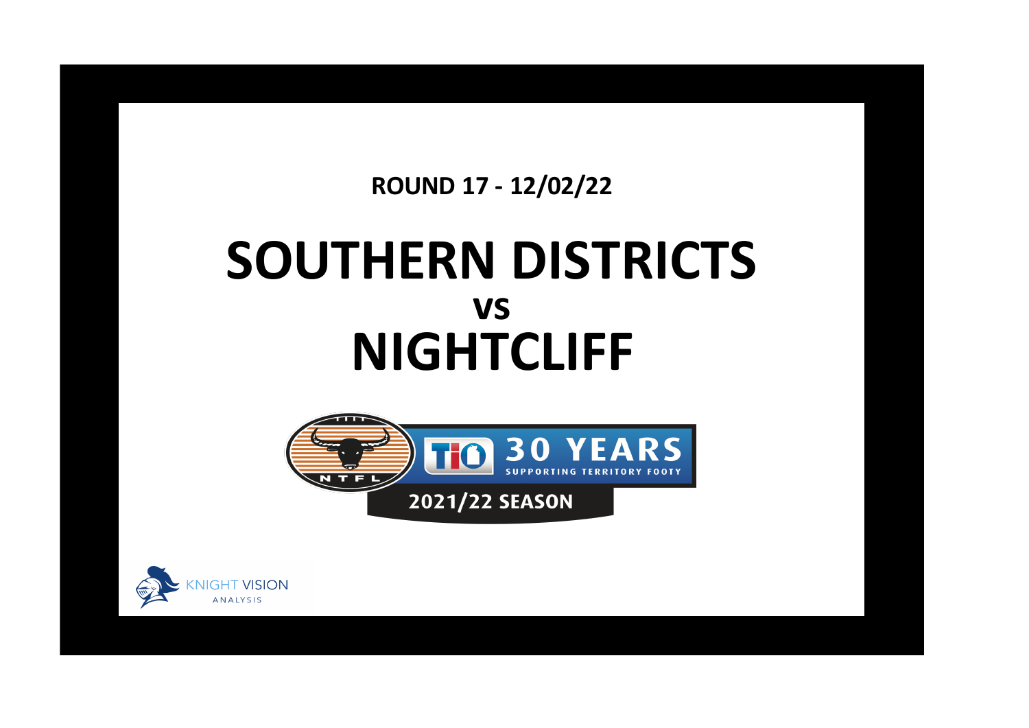**ROUND 17 - 12/02/22**

# SOUTHERN DISTRICTS
## vs
# NIGHTCLIFF

NTFL

TIO 30 YEARS SUPPORTING TERRITORY FOOTY

2021/22 SEASON

KNIGHT VISION ANALYSIS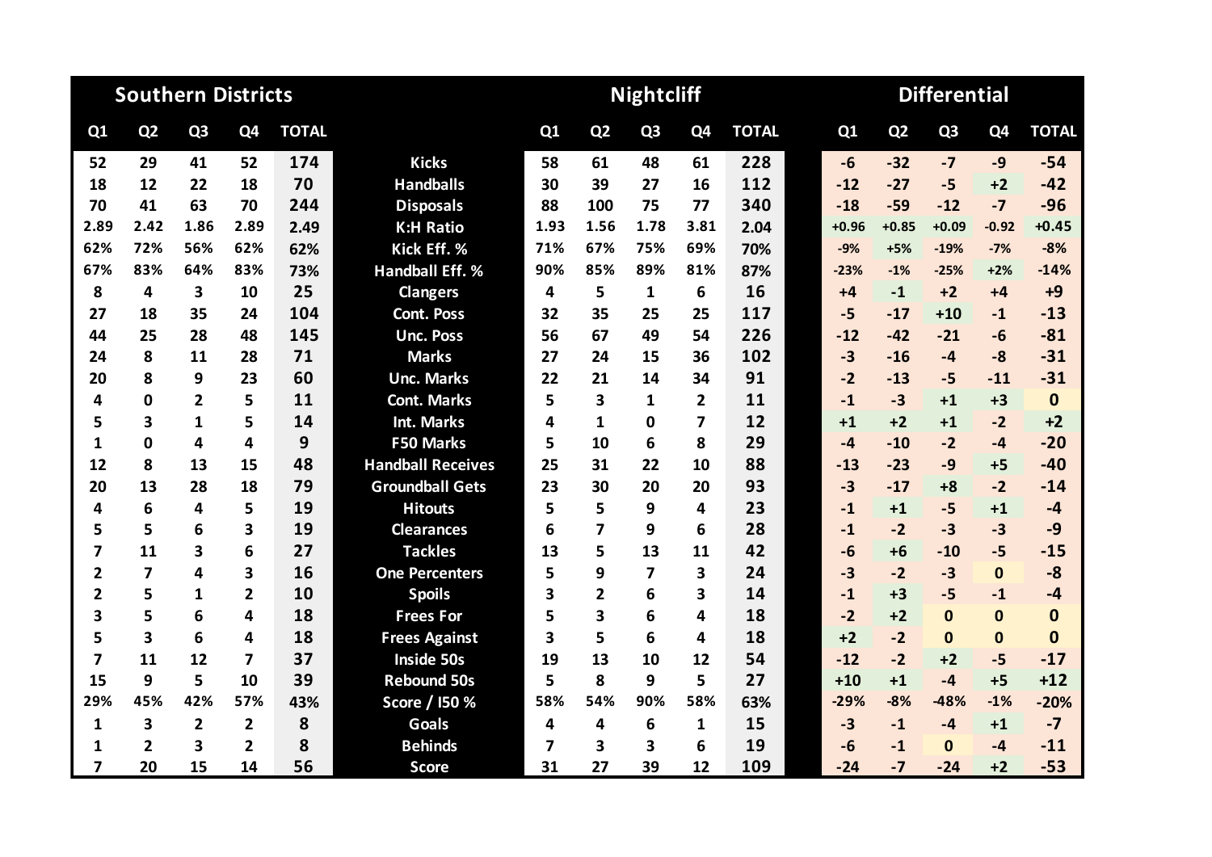| Southern Districts | | | | | | Nightcliff | | | | | Differential | | | | |
|---|---|---|---|---|---|---|---|---|---|---|---|---|---|---|---|
| Q1 | Q2 | Q3 | Q4 | TOTAL | | Q1 | Q2 | Q3 | Q4 | TOTAL | Q1 | Q2 | Q3 | Q4 | TOTAL |
| 52 | 29 | 41 | 52 | 174 | Kicks | 58 | 61 | 48 | 61 | 228 | -6 | -32 | -7 | -9 | -54 |
| 18 | 12 | 22 | 18 | 70 | Handballs | 30 | 39 | 27 | 16 | 112 | -12 | -27 | -5 | +2 | -42 |
| 70 | 41 | 63 | 70 | 244 | Disposals | 88 | 100 | 75 | 77 | 340 | -18 | -59 | -12 | -7 | -96 |
| 2.89 | 2.42 | 1.86 | 2.89 | 2.49 | K:H Ratio | 1.93 | 1.56 | 1.78 | 3.81 | 2.04 | +0.96 | +0.85 | +0.09 | -0.92 | +0.45 |
| 62% | 72% | 56% | 62% | 62% | Kick Eff. % | 71% | 67% | 75% | 69% | 70% | -9% | +5% | -19% | -7% | -8% |
| 67% | 83% | 64% | 83% | 73% | Handball Eff. % | 90% | 85% | 89% | 81% | 87% | -23% | -1% | -25% | +2% | -14% |
| 8 | 4 | 3 | 10 | 25 | Clangers | 4 | 5 | 1 | 6 | 16 | +4 | -1 | +2 | +4 | +9 |
| 27 | 18 | 35 | 24 | 104 | Cont. Poss | 32 | 35 | 25 | 25 | 117 | -5 | -17 | +10 | -1 | -13 |
| 44 | 25 | 28 | 48 | 145 | Unc. Poss | 56 | 67 | 49 | 54 | 226 | -12 | -42 | -21 | -6 | -81 |
| 24 | 8 | 11 | 28 | 71 | Marks | 27 | 24 | 15 | 36 | 102 | -3 | -16 | -4 | -8 | -31 |
| 20 | 8 | 9 | 23 | 60 | Unc. Marks | 22 | 21 | 14 | 34 | 91 | -2 | -13 | -5 | -11 | -31 |
| 4 | 0 | 2 | 5 | 11 | Cont. Marks | 5 | 3 | 1 | 2 | 11 | -1 | -3 | +1 | +3 | 0 |
| 5 | 3 | 1 | 5 | 14 | Int. Marks | 4 | 1 | 0 | 7 | 12 | +1 | +2 | +1 | -2 | +2 |
| 1 | 0 | 4 | 4 | 9 | F50 Marks | 5 | 10 | 6 | 8 | 29 | -4 | -10 | -2 | -4 | -20 |
| 12 | 8 | 13 | 15 | 48 | Handball Receives | 25 | 31 | 22 | 10 | 88 | -13 | -23 | -9 | +5 | -40 |
| 20 | 13 | 28 | 18 | 79 | Groundball Gets | 23 | 30 | 20 | 20 | 93 | -3 | -17 | +8 | -2 | -14 |
| 4 | 6 | 4 | 5 | 19 | Hitouts | 5 | 5 | 9 | 4 | 23 | -1 | +1 | -5 | +1 | -4 |
| 5 | 5 | 6 | 3 | 19 | Clearances | 6 | 7 | 9 | 6 | 28 | -1 | -2 | -3 | -3 | -9 |
| 7 | 11 | 3 | 6 | 27 | Tackles | 13 | 5 | 13 | 11 | 42 | -6 | +6 | -10 | -5 | -15 |
| 2 | 7 | 4 | 3 | 16 | One Percenters | 5 | 9 | 7 | 3 | 24 | -3 | -2 | -3 | 0 | -8 |
| 2 | 5 | 1 | 2 | 10 | Spoils | 3 | 2 | 6 | 3 | 14 | -1 | +3 | -5 | -1 | -4 |
| 3 | 5 | 6 | 4 | 18 | Frees For | 5 | 3 | 6 | 4 | 18 | -2 | +2 | 0 | 0 | 0 |
| 5 | 3 | 6 | 4 | 18 | Frees Against | 3 | 5 | 6 | 4 | 18 | +2 | -2 | 0 | 0 | 0 |
| 7 | 11 | 12 | 7 | 37 | Inside 50s | 19 | 13 | 10 | 12 | 54 | -12 | -2 | +2 | -5 | -17 |
| 15 | 9 | 5 | 10 | 39 | Rebound 50s | 5 | 8 | 9 | 5 | 27 | +10 | +1 | -4 | +5 | +12 |
| 29% | 45% | 42% | 57% | 43% | Score / I50 % | 58% | 54% | 90% | 58% | 63% | -29% | -8% | -48% | -1% | -20% |
| 1 | 3 | 2 | 2 | 8 | Goals | 4 | 4 | 6 | 1 | 15 | -3 | -1 | -4 | +1 | -7 |
| 1 | 2 | 3 | 2 | 8 | Behinds | 7 | 3 | 3 | 6 | 19 | -6 | -1 | 0 | -4 | -11 |
| 7 | 20 | 15 | 14 | 56 | Score | 31 | 27 | 39 | 12 | 109 | -24 | -7 | -24 | +2 | -53 |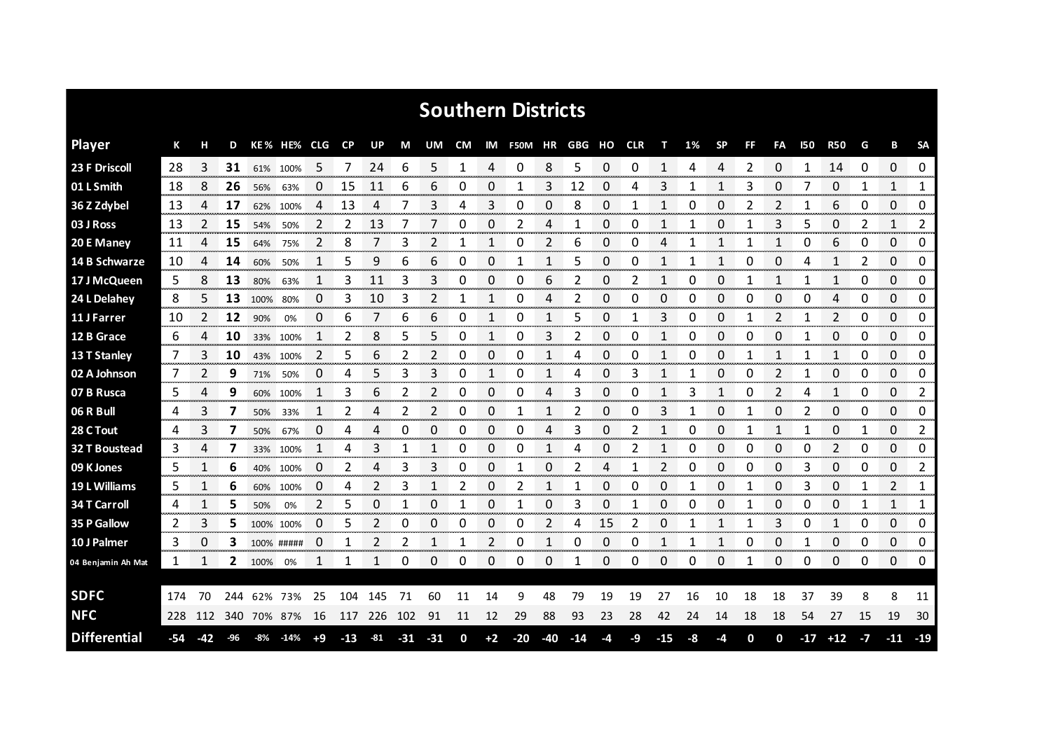# Southern Districts

| Player | K | H | D | KE% | HE% | CLG | CP | UP | M | UM | CM | IM | F50M | HR | GBG | HO | CLR | T | 1% | SP | FF | FA | I50 | R50 | G | B | SA |
|---|---|---|---|---|---|---|---|---|---|---|---|---|---|---|---|---|---|---|---|---|---|---|---|---|---|---|---|
| 23 F Driscoll | 28 | 3 | **31** | 61% | 100% | 5 | 7 | 24 | 6 | 5 | 1 | 4 | 0 | 8 | 5 | 0 | 0 | 1 | 4 | 4 | 2 | 0 | 1 | 14 | 0 | 0 | 0 |
| 01 L Smith | 18 | 8 | **26** | 56% | 63% | 0 | 15 | 11 | 6 | 6 | 0 | 0 | 1 | 3 | 12 | 0 | 4 | 3 | 1 | 1 | 3 | 0 | 7 | 0 | 1 | 1 | 1 |
| 36 Z Zdybel | 13 | 4 | **17** | 62% | 100% | 4 | 13 | 4 | 7 | 3 | 4 | 3 | 0 | 0 | 8 | 0 | 1 | 1 | 0 | 0 | 2 | 2 | 1 | 6 | 0 | 0 | 0 |
| 03 J Ross | 13 | 2 | **15** | 54% | 50% | 2 | 2 | 13 | 7 | 7 | 0 | 0 | 2 | 4 | 1 | 0 | 0 | 1 | 1 | 0 | 1 | 3 | 5 | 0 | 2 | 1 | 2 |
| 20 E Maney | 11 | 4 | **15** | 64% | 75% | 2 | 8 | 7 | 3 | 2 | 1 | 1 | 0 | 2 | 6 | 0 | 0 | 4 | 1 | 1 | 1 | 1 | 0 | 6 | 0 | 0 | 0 |
| 14 B Schwarze | 10 | 4 | **14** | 60% | 50% | 1 | 5 | 9 | 6 | 6 | 0 | 0 | 1 | 1 | 5 | 0 | 0 | 1 | 1 | 1 | 0 | 0 | 4 | 1 | 2 | 0 | 0 |
| 17 J McQueen | 5 | 8 | **13** | 80% | 63% | 1 | 3 | 11 | 3 | 3 | 0 | 0 | 0 | 6 | 2 | 0 | 2 | 1 | 0 | 0 | 1 | 1 | 1 | 1 | 0 | 0 | 0 |
| 24 L Delahey | 8 | 5 | **13** | 100% | 80% | 0 | 3 | 10 | 3 | 2 | 1 | 1 | 0 | 4 | 2 | 0 | 0 | 0 | 0 | 0 | 0 | 0 | 0 | 4 | 0 | 0 | 0 |
| 11 J Farrer | 10 | 2 | **12** | 90% | 0% | 0 | 6 | 7 | 6 | 6 | 0 | 1 | 0 | 1 | 5 | 0 | 1 | 3 | 0 | 0 | 1 | 2 | 1 | 2 | 0 | 0 | 0 |
| 12 B Grace | 6 | 4 | **10** | 33% | 100% | 1 | 2 | 8 | 5 | 5 | 0 | 1 | 0 | 3 | 2 | 0 | 0 | 1 | 0 | 0 | 0 | 0 | 1 | 0 | 0 | 0 | 0 |
| 13 T Stanley | 7 | 3 | **10** | 43% | 100% | 2 | 5 | 6 | 2 | 2 | 0 | 0 | 0 | 1 | 4 | 0 | 0 | 1 | 0 | 0 | 1 | 1 | 1 | 1 | 0 | 0 | 0 |
| 02 A Johnson | 7 | 2 | **9** | 71% | 50% | 0 | 4 | 5 | 3 | 3 | 0 | 1 | 0 | 1 | 4 | 0 | 3 | 1 | 1 | 0 | 0 | 2 | 1 | 0 | 0 | 0 | 0 |
| 07 B Rusca | 5 | 4 | **9** | 60% | 100% | 1 | 3 | 6 | 2 | 2 | 0 | 0 | 0 | 4 | 3 | 0 | 0 | 1 | 3 | 1 | 0 | 2 | 4 | 1 | 0 | 0 | 2 |
| 06 R Bull | 4 | 3 | **7** | 50% | 33% | 1 | 2 | 4 | 2 | 2 | 0 | 0 | 1 | 1 | 2 | 0 | 0 | 3 | 1 | 0 | 1 | 0 | 2 | 0 | 0 | 0 | 0 |
| 28 C Tout | 4 | 3 | **7** | 50% | 67% | 0 | 4 | 4 | 0 | 0 | 0 | 0 | 0 | 4 | 3 | 0 | 2 | 1 | 0 | 0 | 1 | 1 | 1 | 0 | 1 | 0 | 2 |
| 32 T Boustead | 3 | 4 | **7** | 33% | 100% | 1 | 4 | 3 | 1 | 1 | 0 | 0 | 0 | 1 | 4 | 0 | 2 | 1 | 0 | 0 | 0 | 0 | 0 | 2 | 0 | 0 | 0 |
| 09 K Jones | 5 | 1 | **6** | 40% | 100% | 0 | 2 | 4 | 3 | 3 | 0 | 0 | 1 | 0 | 2 | 4 | 1 | 2 | 0 | 0 | 0 | 0 | 3 | 0 | 0 | 0 | 2 |
| 19 L Williams | 5 | 1 | **6** | 60% | 100% | 0 | 4 | 2 | 3 | 1 | 2 | 0 | 2 | 1 | 1 | 0 | 0 | 0 | 1 | 0 | 1 | 0 | 3 | 0 | 1 | 2 | 1 |
| 34 T Carroll | 4 | 1 | **5** | 50% | 0% | 2 | 5 | 0 | 1 | 0 | 1 | 0 | 1 | 0 | 3 | 0 | 1 | 0 | 0 | 0 | 1 | 0 | 0 | 0 | 1 | 1 | 1 |
| 35 P Gallow | 2 | 3 | **5** | 100% | 100% | 0 | 5 | 2 | 0 | 0 | 0 | 0 | 0 | 2 | 4 | 15 | 2 | 0 | 1 | 1 | 1 | 3 | 0 | 1 | 0 | 0 | 0 |
| 10 J Palmer | 3 | 0 | **3** | 100% | ##### | 0 | 1 | 2 | 2 | 1 | 1 | 2 | 0 | 1 | 0 | 0 | 0 | 1 | 1 | 1 | 0 | 0 | 1 | 0 | 0 | 0 | 0 |
| 04 Benjamin Ah Mat | 1 | 1 | **2** | 100% | 0% | 1 | 1 | 1 | 0 | 0 | 0 | 0 | 0 | 0 | 1 | 0 | 0 | 0 | 0 | 0 | 1 | 0 | 0 | 0 | 0 | 0 | 0 |
| **SDFC** | 174 | 70 | 244 | 62% | 73% | 25 | 104 | 145 | 71 | 60 | 11 | 14 | 9 | 48 | 79 | 19 | 19 | 27 | 16 | 10 | 18 | 18 | 37 | 39 | 8 | 8 | 11 |
| **NFC** | 228 | 112 | 340 | 70% | 87% | 16 | 117 | 226 | 102 | 91 | 11 | 12 | 29 | 88 | 93 | 23 | 28 | 42 | 24 | 14 | 18 | 18 | 54 | 27 | 15 | 19 | 30 |
| **Differential** | -54 | -42 | -96 | -8% | -14% | +9 | -13 | -81 | -31 | -31 | 0 | +2 | -20 | -40 | -14 | -4 | -9 | -15 | -8 | -4 | 0 | 0 | -17 | +12 | -7 | -11 | -19 |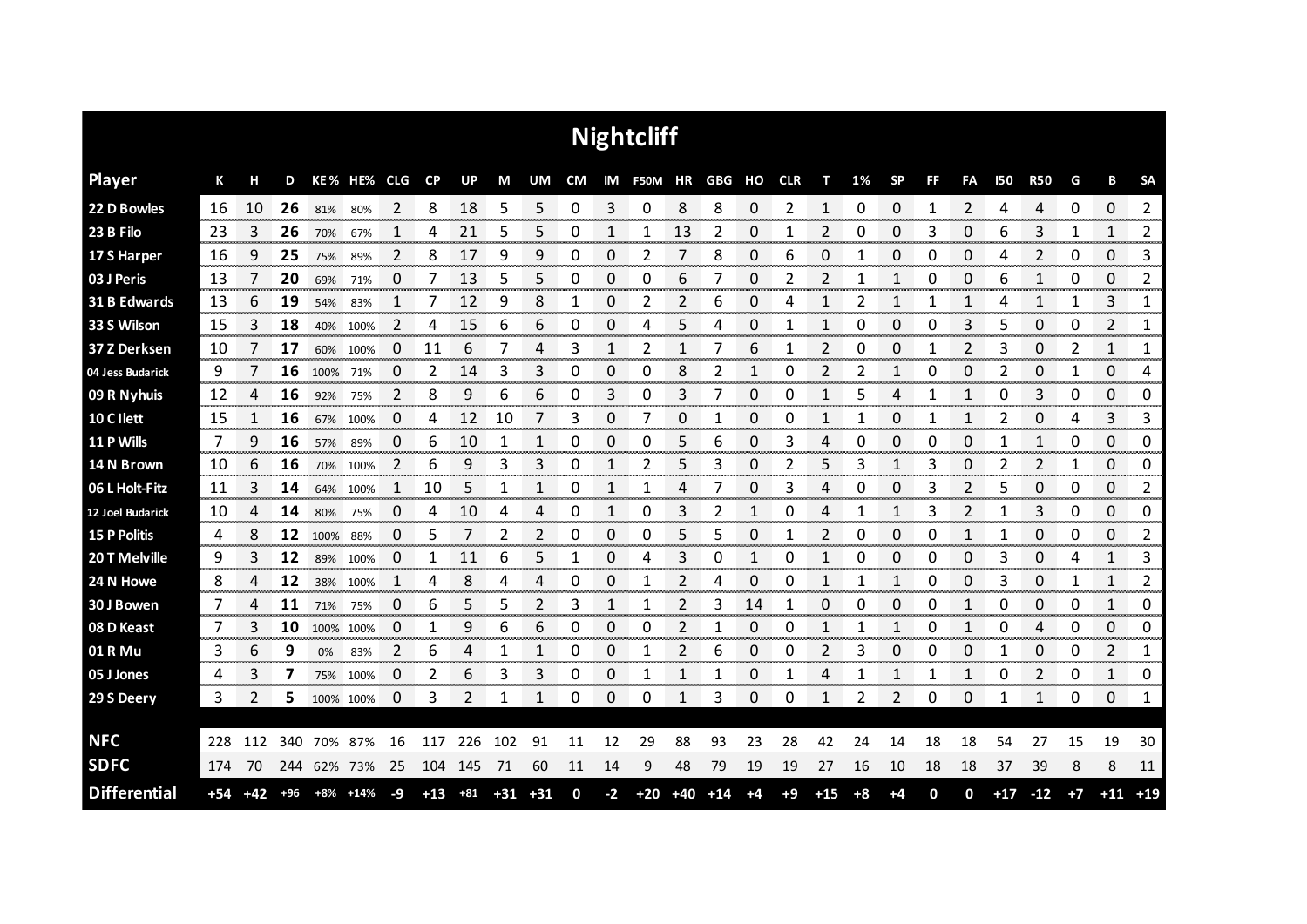# Nightcliff

| Player | K | H | D | KE% | HE% | CLG | CP | UP | M | UM | CM | IM | F50M | HR | GBG | HO | CLR | T | 1% | SP | FF | FA | I50 | R50 | G | B | SA |
|---|---|---|---|---|---|---|---|---|---|---|---|---|---|---|---|---|---|---|---|---|---|---|---|---|---|---|---|
| 22 D Bowles | 16 | 10 | **26** | 81% | 80% | 2 | 8 | 18 | 5 | 5 | 0 | 3 | 0 | 8 | 8 | 0 | 2 | 1 | 0 | 0 | 1 | 2 | 4 | 4 | 0 | 0 | 2 |
| 23 B Filo | 23 | 3 | **26** | 70% | 67% | 1 | 4 | 21 | 5 | 5 | 0 | 1 | 1 | 13 | 2 | 0 | 1 | 2 | 0 | 0 | 3 | 0 | 6 | 3 | 1 | 1 | 2 |
| 17 S Harper | 16 | 9 | **25** | 75% | 89% | 2 | 8 | 17 | 9 | 9 | 0 | 0 | 2 | 7 | 8 | 0 | 6 | 0 | 1 | 0 | 0 | 0 | 4 | 2 | 0 | 0 | 3 |
| 03 J Peris | 13 | 7 | **20** | 69% | 71% | 0 | 7 | 13 | 5 | 5 | 0 | 0 | 0 | 6 | 7 | 0 | 2 | 2 | 1 | 1 | 0 | 0 | 6 | 1 | 0 | 0 | 2 |
| 31 B Edwards | 13 | 6 | **19** | 54% | 83% | 1 | 7 | 12 | 9 | 8 | 1 | 0 | 2 | 2 | 6 | 0 | 4 | 1 | 2 | 1 | 1 | 1 | 4 | 1 | 1 | 3 | 1 |
| 33 S Wilson | 15 | 3 | **18** | 40% | 100% | 2 | 4 | 15 | 6 | 6 | 0 | 0 | 4 | 5 | 4 | 0 | 1 | 1 | 0 | 0 | 0 | 3 | 5 | 0 | 0 | 2 | 1 |
| 37 Z Derksen | 10 | 7 | **17** | 60% | 100% | 0 | 11 | 6 | 7 | 4 | 3 | 1 | 2 | 1 | 7 | 6 | 1 | 2 | 0 | 0 | 1 | 2 | 3 | 0 | 2 | 1 | 1 |
| 04 Jess Budarick | 9 | 7 | **16** | 100% | 71% | 0 | 2 | 14 | 3 | 3 | 0 | 0 | 0 | 8 | 2 | 1 | 0 | 2 | 2 | 1 | 0 | 0 | 2 | 0 | 1 | 0 | 4 |
| 09 R Nyhuis | 12 | 4 | **16** | 92% | 75% | 2 | 8 | 9 | 6 | 6 | 0 | 3 | 0 | 3 | 7 | 0 | 0 | 1 | 5 | 4 | 1 | 1 | 0 | 3 | 0 | 0 | 0 |
| 10 C Ilett | 15 | 1 | **16** | 67% | 100% | 0 | 4 | 12 | 10 | 7 | 3 | 0 | 7 | 0 | 1 | 0 | 0 | 1 | 1 | 0 | 1 | 1 | 2 | 0 | 4 | 3 | 3 |
| 11 P Wills | 7 | 9 | **16** | 57% | 89% | 0 | 6 | 10 | 1 | 1 | 0 | 0 | 0 | 5 | 6 | 0 | 3 | 4 | 0 | 0 | 0 | 0 | 1 | 1 | 0 | 0 | 0 |
| 14 N Brown | 10 | 6 | **16** | 70% | 100% | 2 | 6 | 9 | 3 | 3 | 0 | 1 | 2 | 5 | 3 | 0 | 2 | 5 | 3 | 1 | 3 | 0 | 2 | 2 | 1 | 0 | 0 |
| 06 L Holt-Fitz | 11 | 3 | **14** | 64% | 100% | 1 | 10 | 5 | 1 | 1 | 0 | 1 | 1 | 4 | 7 | 0 | 3 | 4 | 0 | 0 | 3 | 2 | 5 | 0 | 0 | 0 | 2 |
| 12 Joel Budarick | 10 | 4 | **14** | 80% | 75% | 0 | 4 | 10 | 4 | 4 | 0 | 1 | 0 | 3 | 2 | 1 | 0 | 4 | 1 | 1 | 3 | 2 | 1 | 3 | 0 | 0 | 0 |
| 15 P Politis | 4 | 8 | **12** | 100% | 88% | 0 | 5 | 7 | 2 | 2 | 0 | 0 | 0 | 5 | 5 | 0 | 1 | 2 | 0 | 0 | 0 | 1 | 1 | 0 | 0 | 0 | 2 |
| 20 T Melville | 9 | 3 | **12** | 89% | 100% | 0 | 1 | 11 | 6 | 5 | 1 | 0 | 4 | 3 | 0 | 1 | 0 | 1 | 0 | 0 | 0 | 0 | 3 | 0 | 4 | 1 | 3 |
| 24 N Howe | 8 | 4 | **12** | 38% | 100% | 1 | 4 | 8 | 4 | 4 | 0 | 0 | 1 | 2 | 4 | 0 | 0 | 1 | 1 | 1 | 0 | 0 | 3 | 0 | 1 | 1 | 2 |
| 30 J Bowen | 7 | 4 | **11** | 71% | 75% | 0 | 6 | 5 | 5 | 2 | 3 | 1 | 1 | 2 | 3 | 14 | 1 | 0 | 0 | 0 | 0 | 1 | 0 | 0 | 0 | 1 | 0 |
| 08 D Keast | 7 | 3 | **10** | 100% | 100% | 0 | 1 | 9 | 6 | 6 | 0 | 0 | 0 | 2 | 1 | 0 | 0 | 1 | 1 | 1 | 0 | 1 | 0 | 4 | 0 | 0 | 0 |
| 01 R Mu | 3 | 6 | **9** | 0% | 83% | 2 | 6 | 4 | 1 | 1 | 0 | 0 | 1 | 2 | 6 | 0 | 0 | 2 | 3 | 0 | 0 | 0 | 1 | 0 | 0 | 2 | 1 |
| 05 J Jones | 4 | 3 | **7** | 75% | 100% | 0 | 2 | 6 | 3 | 3 | 0 | 0 | 1 | 1 | 1 | 0 | 1 | 4 | 1 | 1 | 1 | 1 | 0 | 2 | 0 | 1 | 0 |
| 29 S Deery | 3 | 2 | **5** | 100% | 100% | 0 | 3 | 2 | 1 | 1 | 0 | 0 | 0 | 1 | 3 | 0 | 0 | 1 | 2 | 2 | 0 | 0 | 1 | 1 | 0 | 0 | 1 |
| **NFC** | 228 | 112 | 340 | 70% | 87% | 16 | 117 | 226 | 102 | 91 | 11 | 12 | 29 | 88 | 93 | 23 | 28 | 42 | 24 | 14 | 18 | 18 | 54 | 27 | 15 | 19 | 30 |
| **SDFC** | 174 | 70 | 244 | 62% | 73% | 25 | 104 | 145 | 71 | 60 | 11 | 14 | 9 | 48 | 79 | 19 | 19 | 27 | 16 | 10 | 18 | 18 | 37 | 39 | 8 | 8 | 11 |
| **Differential** | +54 | +42 | +96 | +8% | +14% | -9 | +13 | +81 | +31 | +31 | 0 | -2 | +20 | +40 | +14 | +4 | +9 | +15 | +8 | +4 | 0 | 0 | +17 | -12 | +7 | +11 | +19 |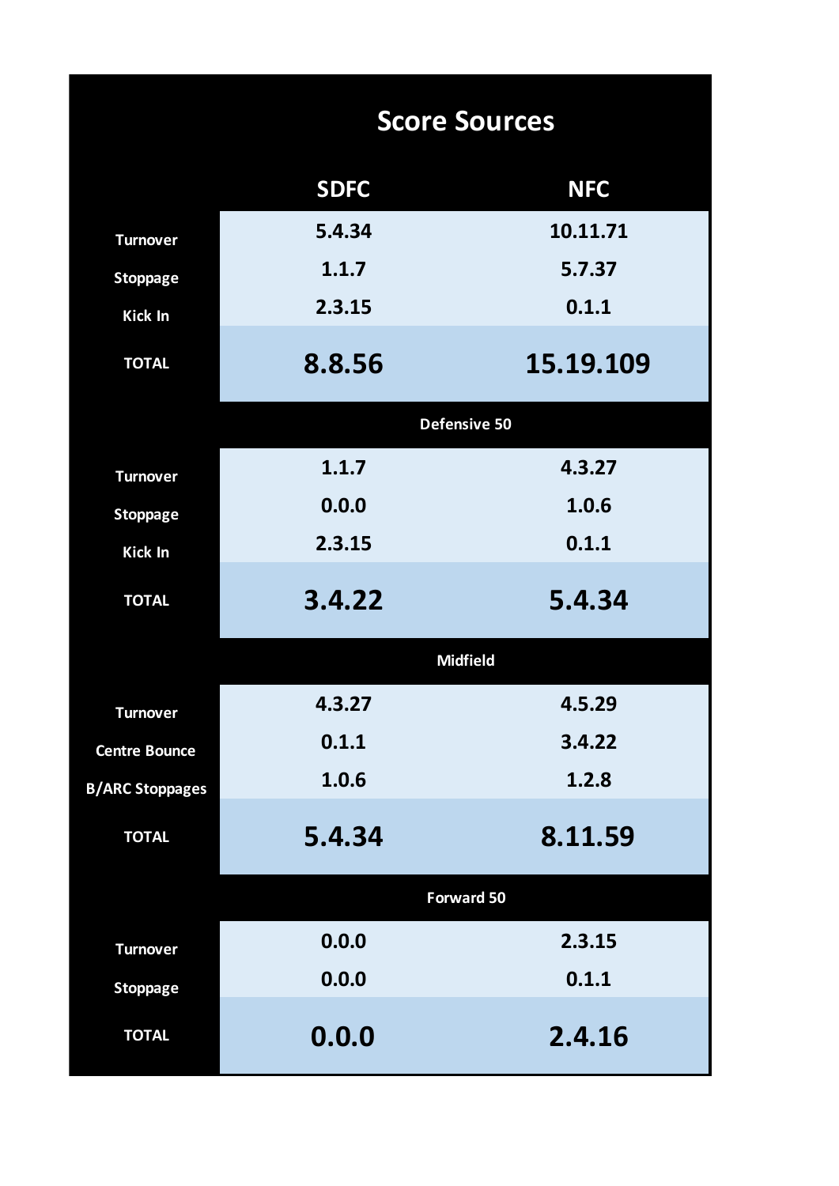## Score Sources

| | SDFC | NFC |
|---|---|---|
| Turnover | 5.4.34 | 10.11.71 |
| Stoppage | 1.1.7 | 5.7.37 |
| Kick In | 2.3.15 | 0.1.1 |
| **TOTAL** | **8.8.56** | **15.19.109** |
| **Defensive 50** | | |
| Turnover | 1.1.7 | 4.3.27 |
| Stoppage | 0.0.0 | 1.0.6 |
| Kick In | 2.3.15 | 0.1.1 |
| **TOTAL** | **3.4.22** | **5.4.34** |
| **Midfield** | | |
| Turnover | 4.3.27 | 4.5.29 |
| Centre Bounce | 0.1.1 | 3.4.22 |
| B/ARC Stoppages | 1.0.6 | 1.2.8 |
| **TOTAL** | **5.4.34** | **8.11.59** |
| **Forward 50** | | |
| Turnover | 0.0.0 | 2.3.15 |
| Stoppage | 0.0.0 | 0.1.1 |
| **TOTAL** | **0.0.0** | **2.4.16** |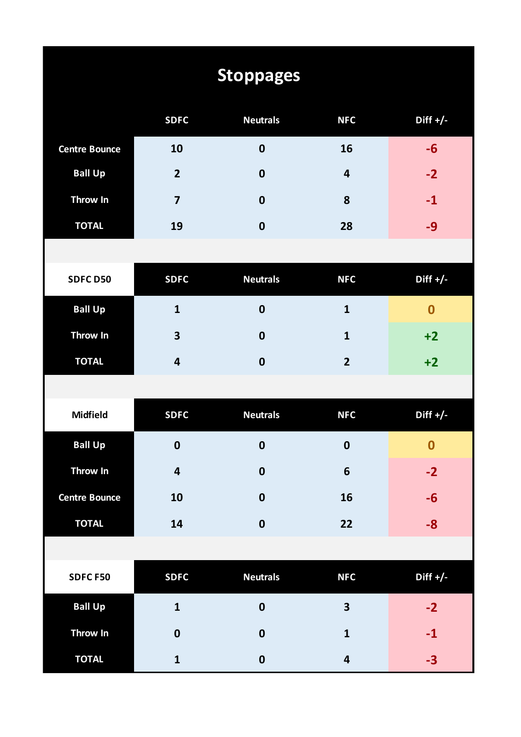# Stoppages

| | SDFC | Neutrals | NFC | Diff +/- |
|---|---|---|---|---|
| Centre Bounce | 10 | 0 | 16 | -6 |
| Ball Up | 2 | 0 | 4 | -2 |
| Throw In | 7 | 0 | 8 | -1 |
| TOTAL | 19 | 0 | 28 | -9 |

| SDFC D50 | SDFC | Neutrals | NFC | Diff +/- |
|---|---|---|---|---|
| Ball Up | 1 | 0 | 1 | 0 |
| Throw In | 3 | 0 | 1 | +2 |
| TOTAL | 4 | 0 | 2 | +2 |

| Midfield | SDFC | Neutrals | NFC | Diff +/- |
|---|---|---|---|---|
| Ball Up | 0 | 0 | 0 | 0 |
| Throw In | 4 | 0 | 6 | -2 |
| Centre Bounce | 10 | 0 | 16 | -6 |
| TOTAL | 14 | 0 | 22 | -8 |

| SDFC F50 | SDFC | Neutrals | NFC | Diff +/- |
|---|---|---|---|---|
| Ball Up | 1 | 0 | 3 | -2 |
| Throw In | 0 | 0 | 1 | -1 |
| TOTAL | 1 | 0 | 4 | -3 |